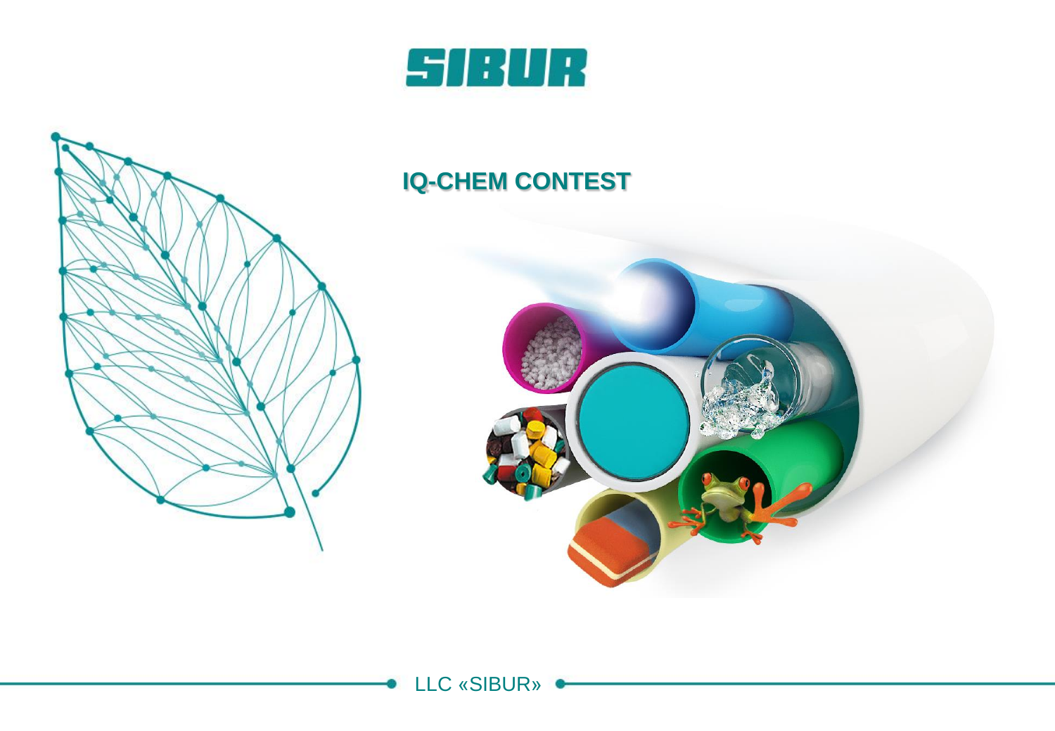# SIBUR

## IQ-CHEM CONTEST

LLC «SIBUR»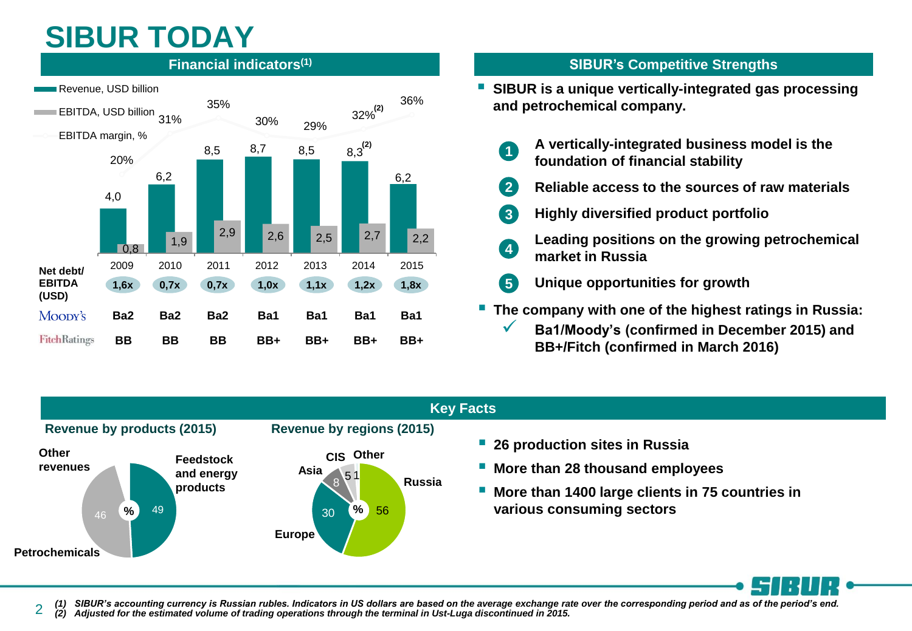# SIBUR TODAY

## Financial indicators(1)

| | 2009 | 2010 | 2011 | 2012 | 2013 | 2014 | 2015 |
|---|---|---|---|---|---|---|---|
| Revenue, USD billion | 4,0 | 6,2 | 8,5 | 8,7 | 8,5 | 8,3(2) | 6,2 |
| EBITDA, USD billion | 0,8 | 1,9 | 2,9 | 2,6 | 2,5 | 2,7 | 2,2 |
| EBITDA margin, % | 20% | 31% | 35% | 30% | 29% | 32%(2) | 36% |
| Net debt/ EBITDA (USD) | 1,6x | 0,7x | 0,7x | 1,0x | 1,1x | 1,2x | 1,8x |
| Moody's | Ba2 | Ba2 | Ba2 | Ba1 | Ba1 | Ba1 | Ba1 |
| FitchRatings | BB | BB | BB | BB+ | BB+ | BB+ | BB+ |

## SIBUR's Competitive Strengths

- **SIBUR is a unique vertically-integrated gas processing and petrochemical company.**
  1. **A vertically-integrated business model is the foundation of financial stability**
  2. **Reliable access to the sources of raw materials**
  3. **Highly diversified product portfolio**
  4. **Leading positions on the growing petrochemical market in Russia**
  5. **Unique opportunities for growth**
- **The company with one of the highest ratings in Russia:**
  - ✓ **Ba1/Moody's (confirmed in December 2015) and BB+/Fitch (confirmed in March 2016)**

## Key Facts

### Revenue by products (2015)

| Segment | % |
|---|---|
| Feedstock and energy products | 49 |
| Petrochemicals | 46 |
| Other revenues | 5 |

### Revenue by regions (2015)

| Region | % |
|---|---|
| Russia | 56 |
| Europe | 30 |
| Asia | 8 |
| CIS | 5 |
| Other | 1 |

- **26 production sites in Russia**
- **More than 28 thousand employees**
- **More than 1400 large clients in 75 countries in various consuming sectors**

*(1) SIBUR's accounting currency is Russian rubles. Indicators in US dollars are based on the average exchange rate over the corresponding period and as of the period's end.*
*(2) Adjusted for the estimated volume of trading operations through the terminal in Ust-Luga discontinued in 2015.*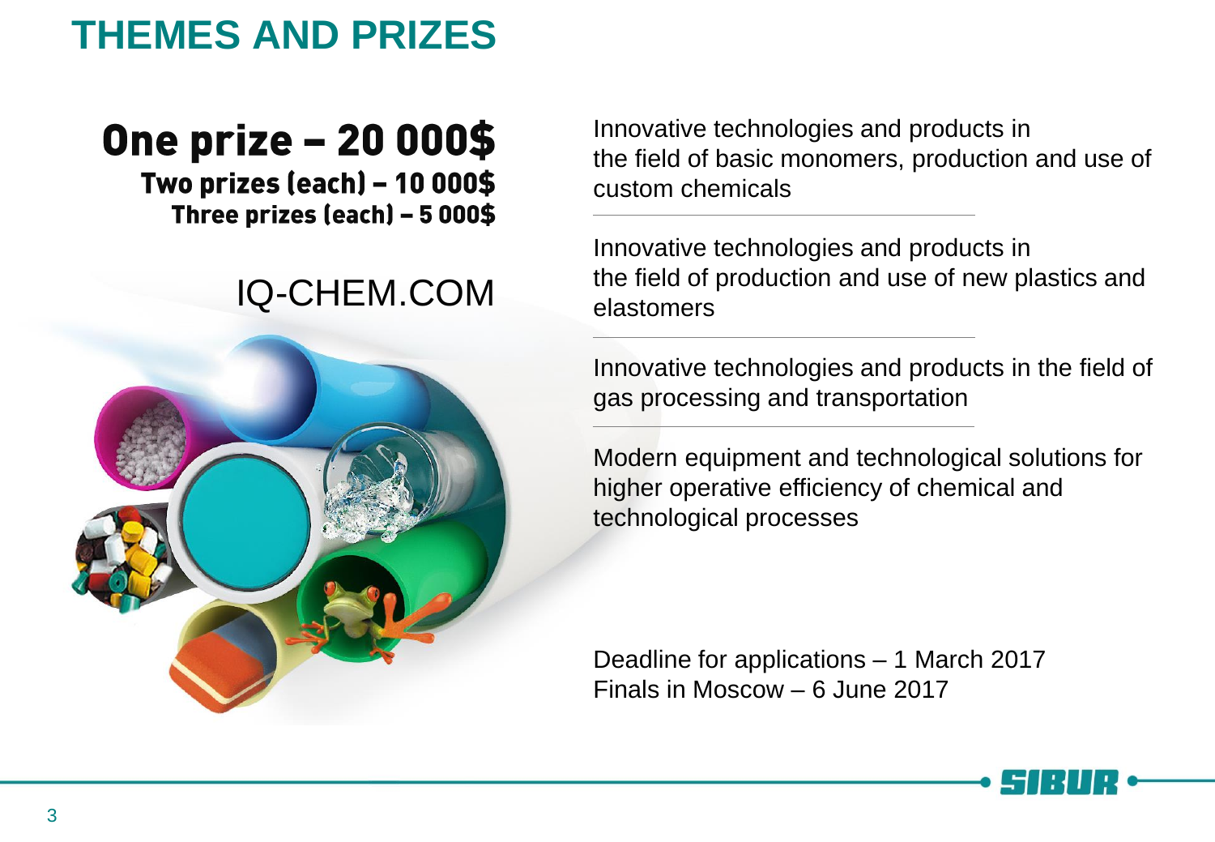# THEMES AND PRIZES

**One prize – 20 000$**

**Two prizes (each) – 10 000$**

**Three prizes (each) – 5 000$**

IQ-CHEM.COM

Innovative technologies and products in the field of basic monomers, production and use of custom chemicals

---

Innovative technologies and products in the field of production and use of new plastics and elastomers

---

Innovative technologies and products in the field of gas processing and transportation

---

Modern equipment and technological solutions for higher operative efficiency of chemical and technological processes

Deadline for applications – 1 March 2017
Finals in Moscow – 6 June 2017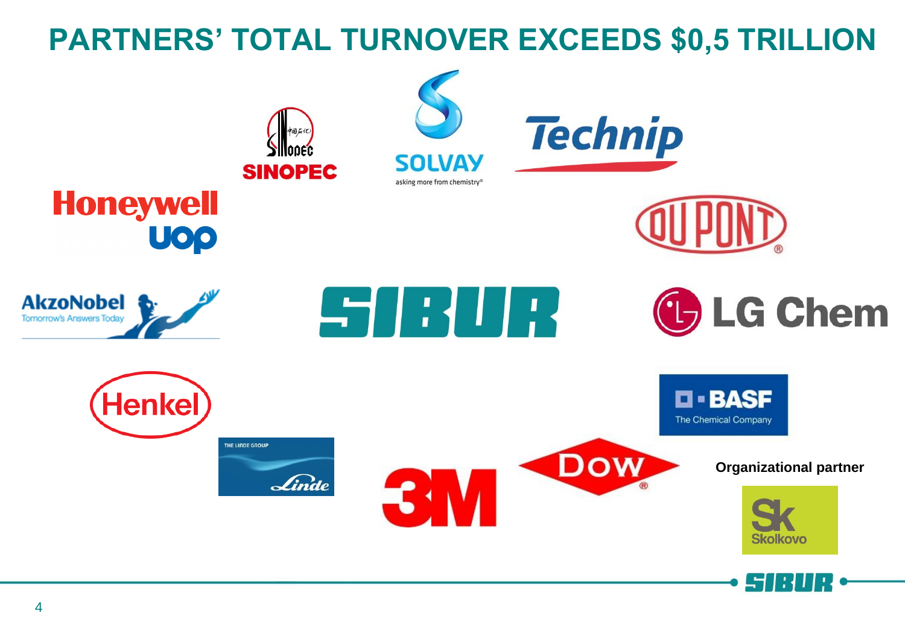# PARTNERS' TOTAL TURNOVER EXCEEDS $0,5 TRILLION

SINOPEC

SOLVAY
asking more from chemistry®

Technip

Honeywell
UOP

DUPONT

AkzoNobel
Tomorrow's Answers Today

SIBUR

LG Chem

Henkel

BASF
The Chemical Company

THE LINDE GROUP
Linde

3M

DOW

**Organizational partner**

Sk
Skolkovo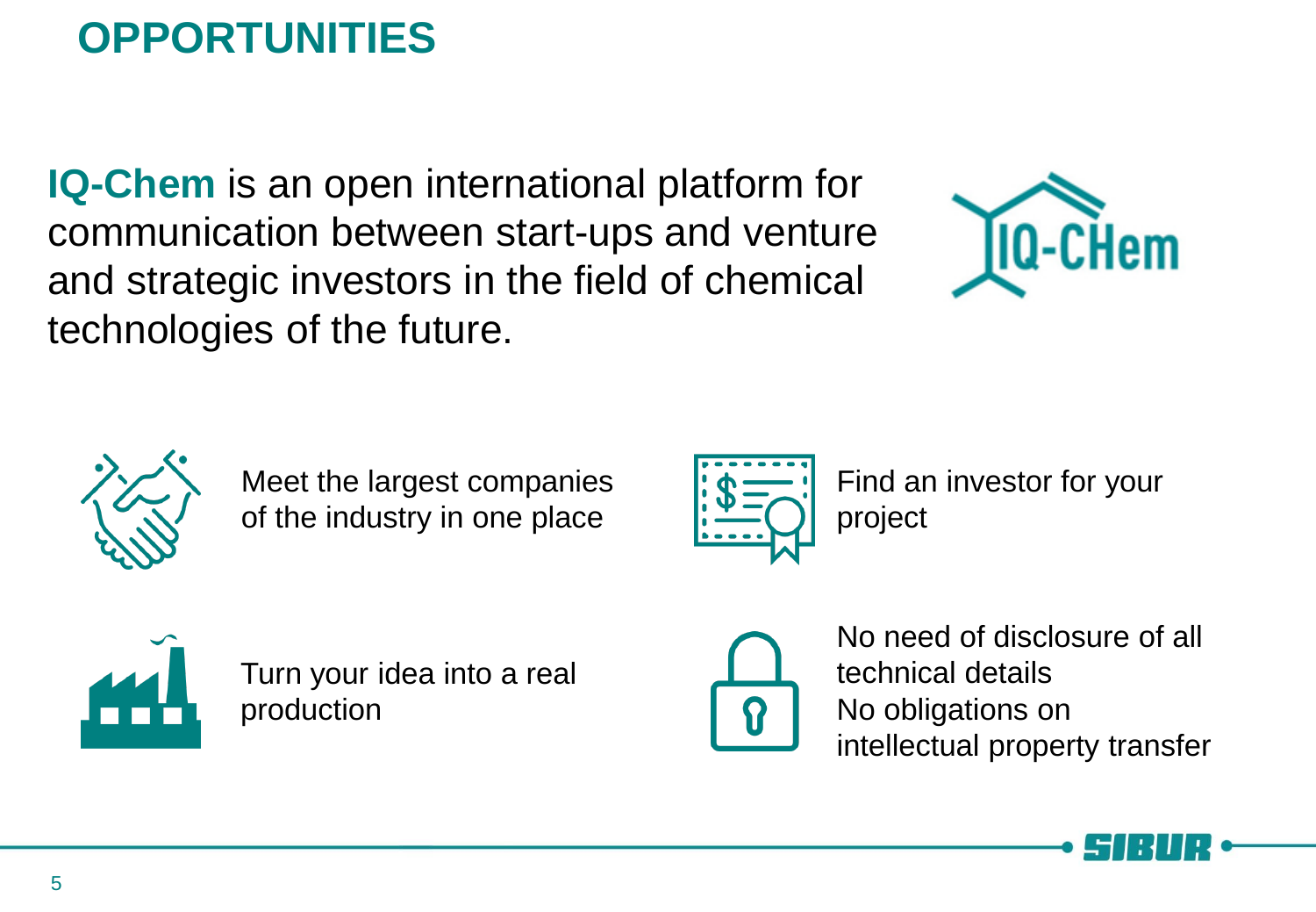# OPPORTUNITIES

**IQ-Chem** is an open international platform for communication between start-ups and venture and strategic investors in the field of chemical technologies of the future.

- Meet the largest companies of the industry in one place
- Find an investor for your project
- Turn your idea into a real production
- No need of disclosure of all technical details  
  No obligations on intellectual property transfer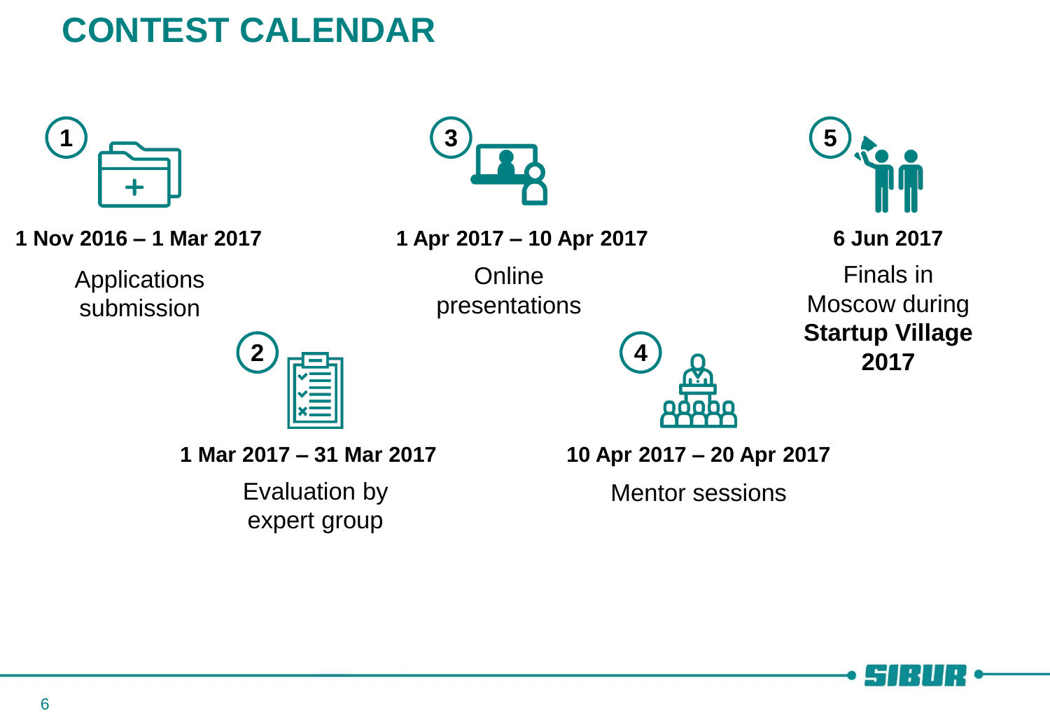# CONTEST CALENDAR

1. **1 Nov 2016 – 1 Mar 2017**
   Applications submission

2. **1 Mar 2017 – 31 Mar 2017**
   Evaluation by expert group

3. **1 Apr 2017 – 10 Apr 2017**
   Online presentations

4. **10 Apr 2017 – 20 Apr 2017**
   Mentor sessions

5. **6 Jun 2017**
   Finals in Moscow during **Startup Village 2017**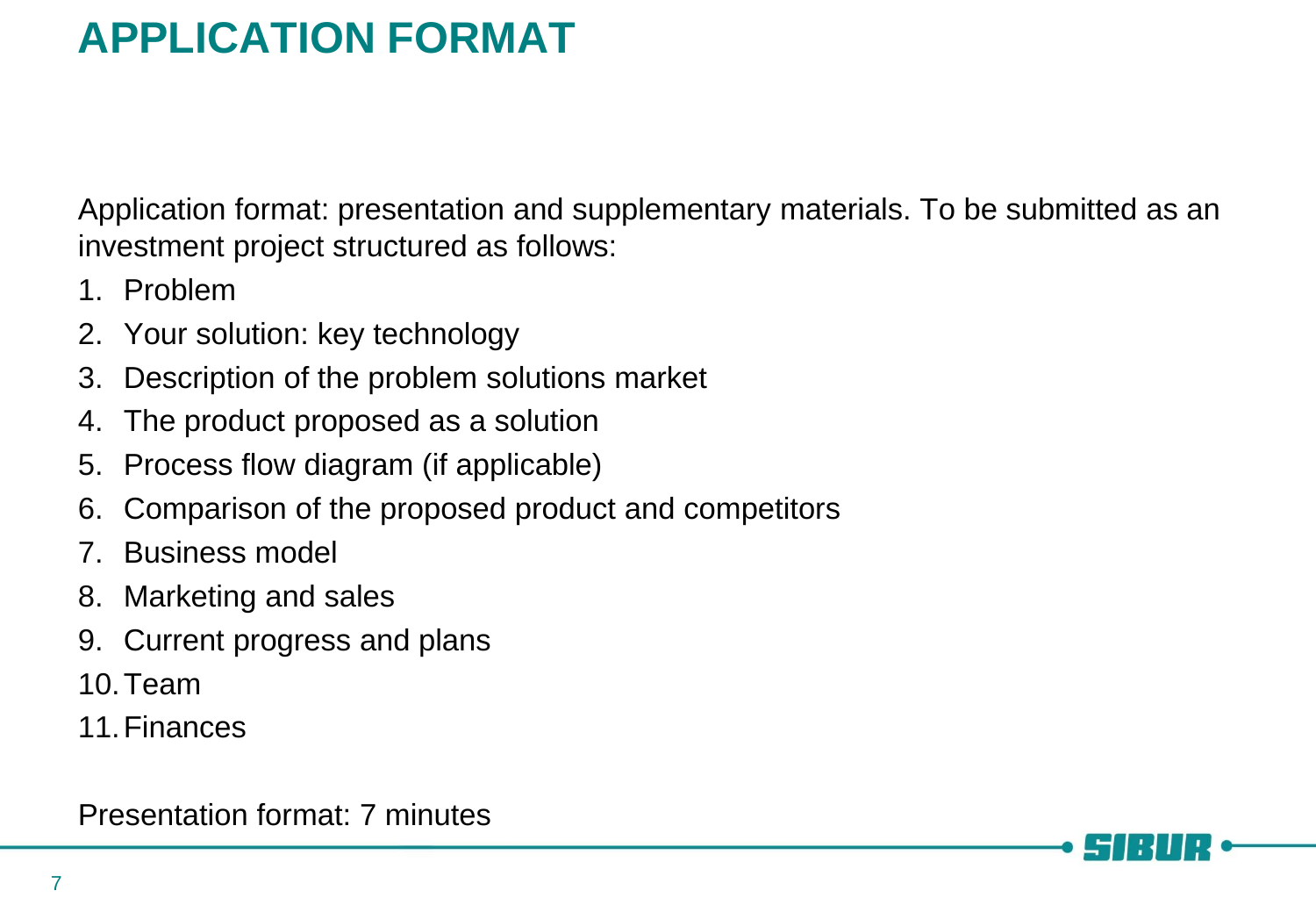# APPLICATION FORMAT

Application format: presentation and supplementary materials. To be submitted as an investment project structured as follows:

1. Problem
2. Your solution: key technology
3. Description of the problem solutions market
4. The product proposed as a solution
5. Process flow diagram (if applicable)
6. Comparison of the proposed product and competitors
7. Business model
8. Marketing and sales
9. Current progress and plans
10. Team
11. Finances

Presentation format: 7 minutes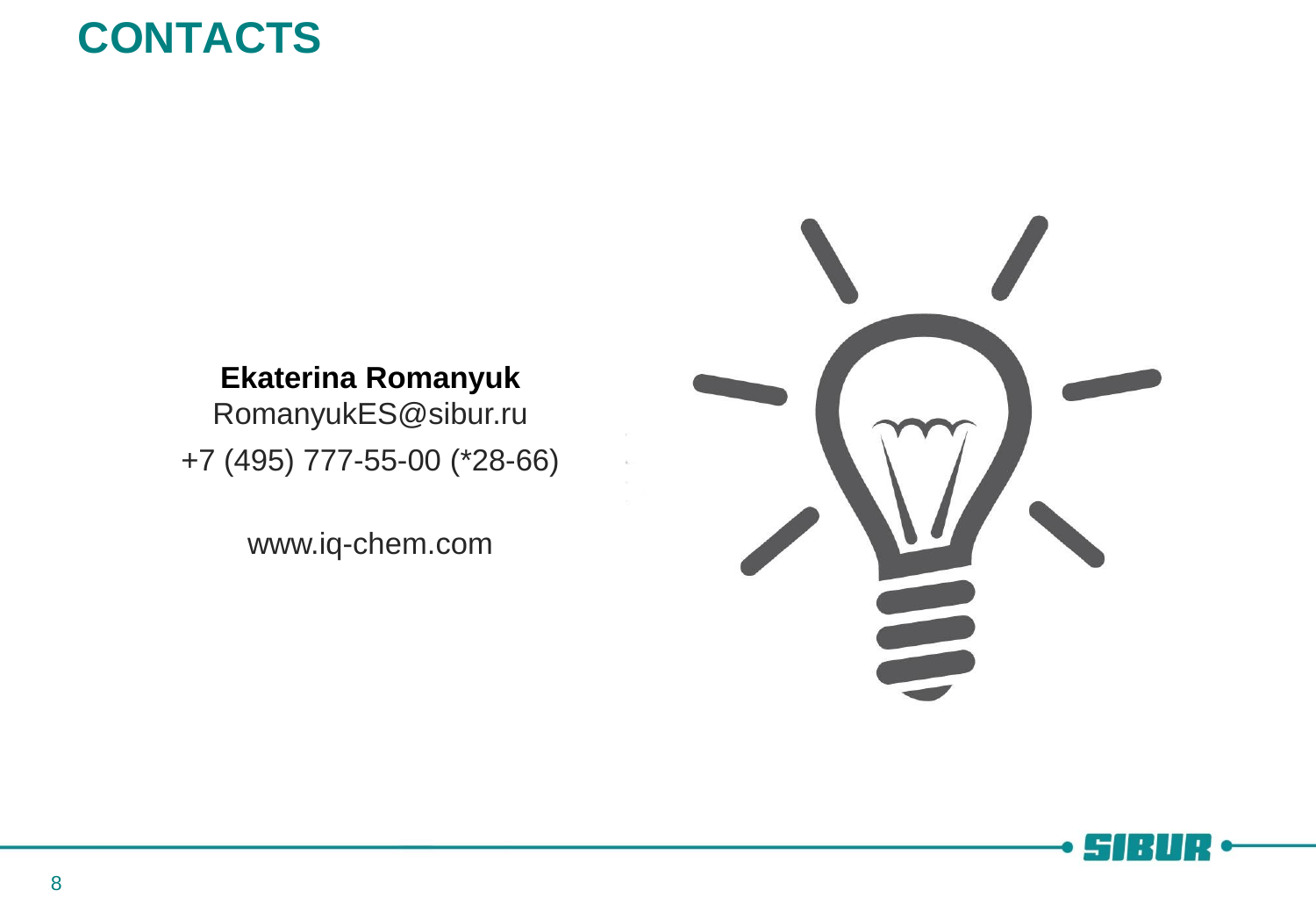# CONTACTS

**Ekaterina Romanyuk**

RomanyukES@sibur.ru

+7 (495) 777-55-00 (*28-66)

www.iq-chem.com